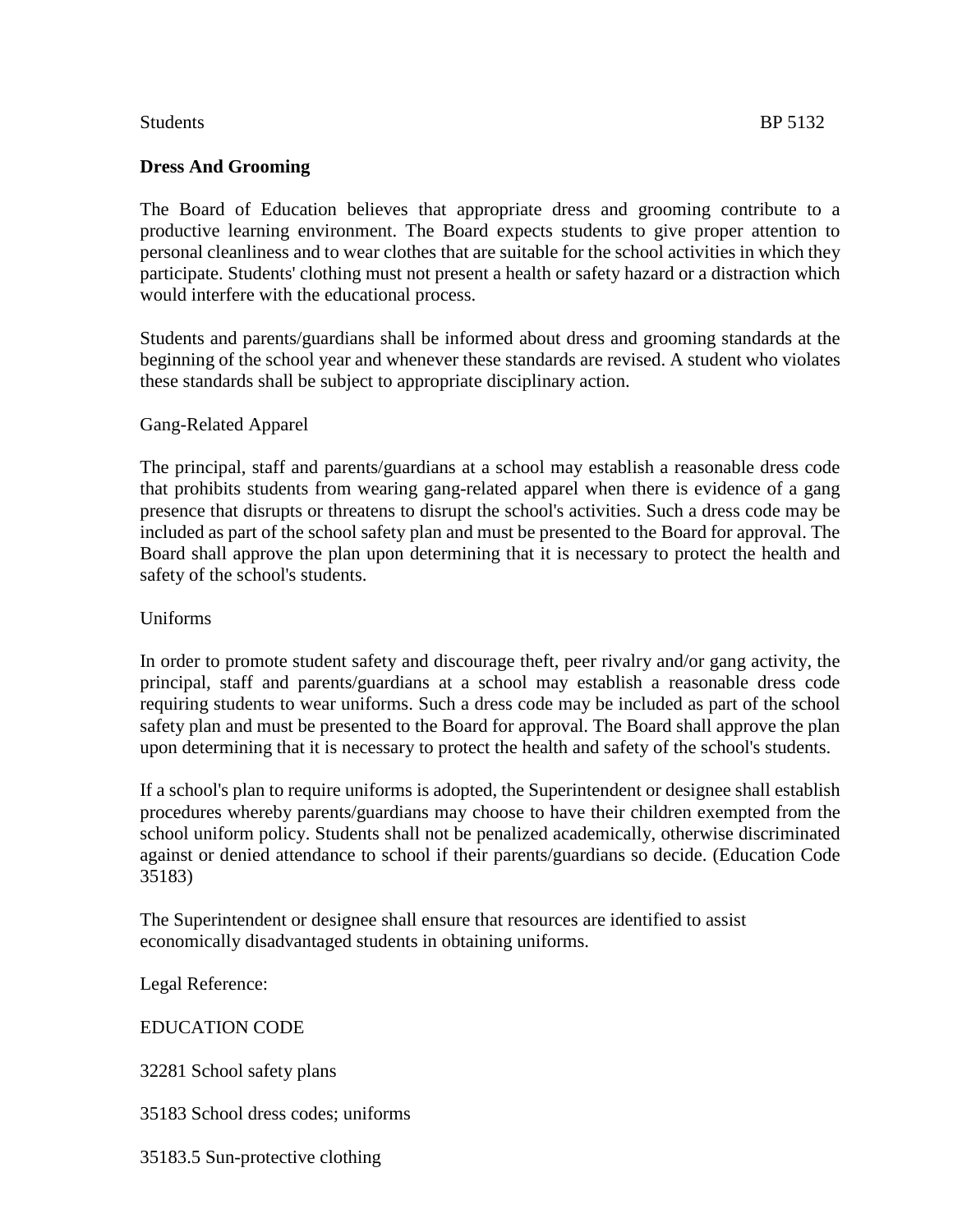Students BP 5132

## Dress And Grooming

The Board of Education believes that appropriate dress and grooming contribute to a productive learning environment. The Board expects students to give proper attention to personal cleanliness and to wear clothes that are suitable for the school activities in which they participate. Students' clothing must not present a health or safety hazard or a distraction which would interfere with the educational process.

Students and parents/guardians shall be informed about dress and grooming standards at the beginning of the school year and whenever these standards are revised. A student who violates these standards shall be subject to appropriate disciplinary action.

### Gang-Related Apparel

The principal, staff and parents/guardians at a school may establish a reasonable dress code that prohibits students from wearing gang-related apparel when there is evidence of a gang presence that disrupts or threatens to disrupt the school's activities. Such a dress code may be included as part of the school safety plan and must be presented to the Board for approval. The Board shall approve the plan upon determining that it is necessary to protect the health and safety of the school's students.

### Uniforms

In order to promote student safety and discourage theft, peer rivalry and/or gang activity, the principal, staff and parents/guardians at a school may establish a reasonable dress code requiring students to wear uniforms. Such a dress code may be included as part of the school safety plan and must be presented to the Board for approval. The Board shall approve the plan upon determining that it is necessary to protect the health and safety of the school's students.

If a school's plan to require uniforms is adopted, the Superintendent or designee shall establish procedures whereby parents/guardians may choose to have their children exempted from the school uniform policy. Students shall not be penalized academically, otherwise discriminated against or denied attendance to school if their parents/guardians so decide. (Education Code 35183)

The Superintendent or designee shall ensure that resources are identified to assist economically disadvantaged students in obtaining uniforms.

Legal Reference:

EDUCATION CODE

32281 School safety plans

35183 School dress codes; uniforms

35183.5 Sun-protective clothing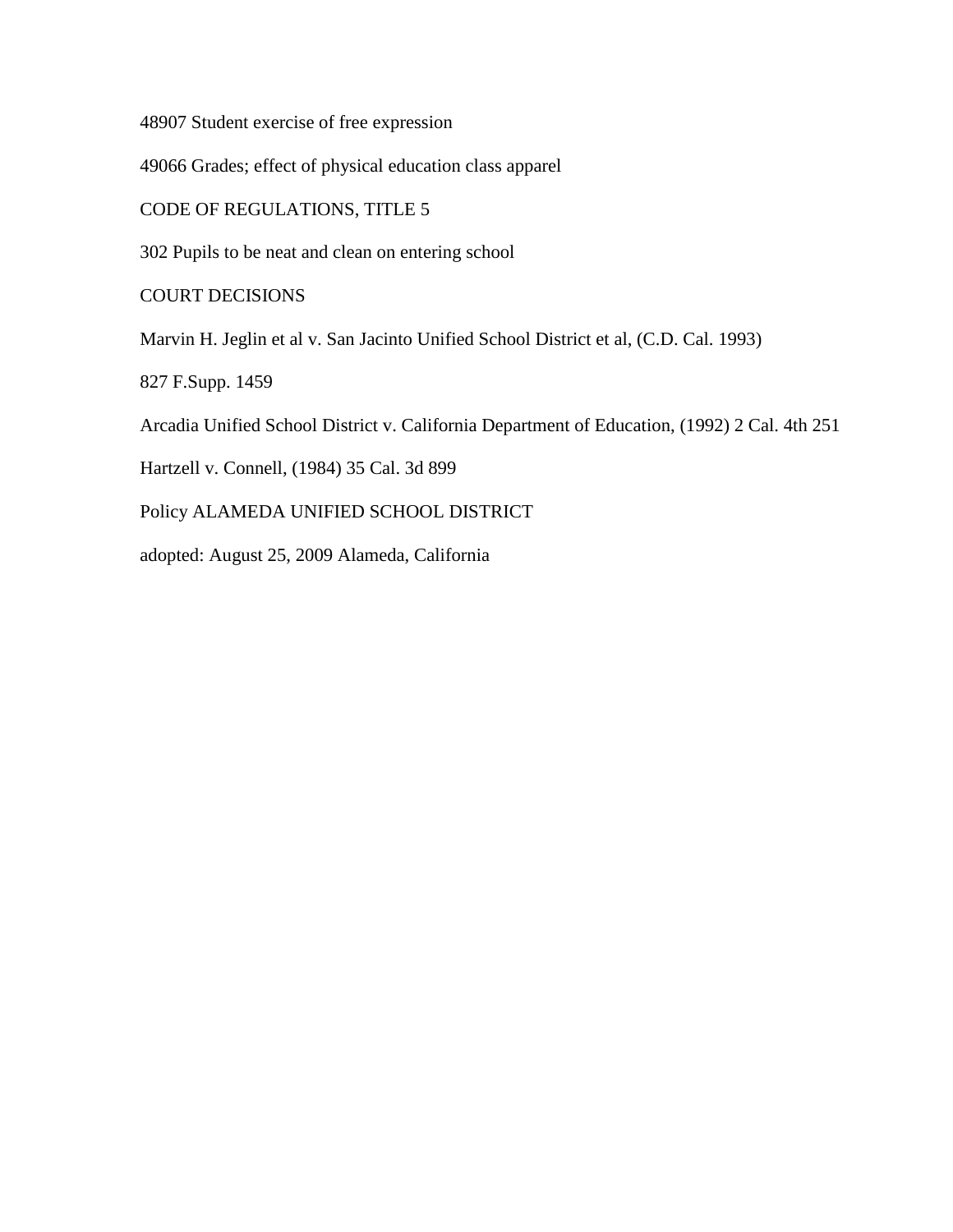48907 Student exercise of free expression

49066 Grades; effect of physical education class apparel

CODE OF REGULATIONS, TITLE 5

302 Pupils to be neat and clean on entering school

COURT DECISIONS

Marvin H. Jeglin et al v. San Jacinto Unified School District et al, (C.D. Cal. 1993)

827 F.Supp. 1459

Arcadia Unified School District v. California Department of Education, (1992) 2 Cal. 4th 251

Hartzell v. Connell, (1984) 35 Cal. 3d 899

Policy ALAMEDA UNIFIED SCHOOL DISTRICT

adopted: August 25, 2009 Alameda, California